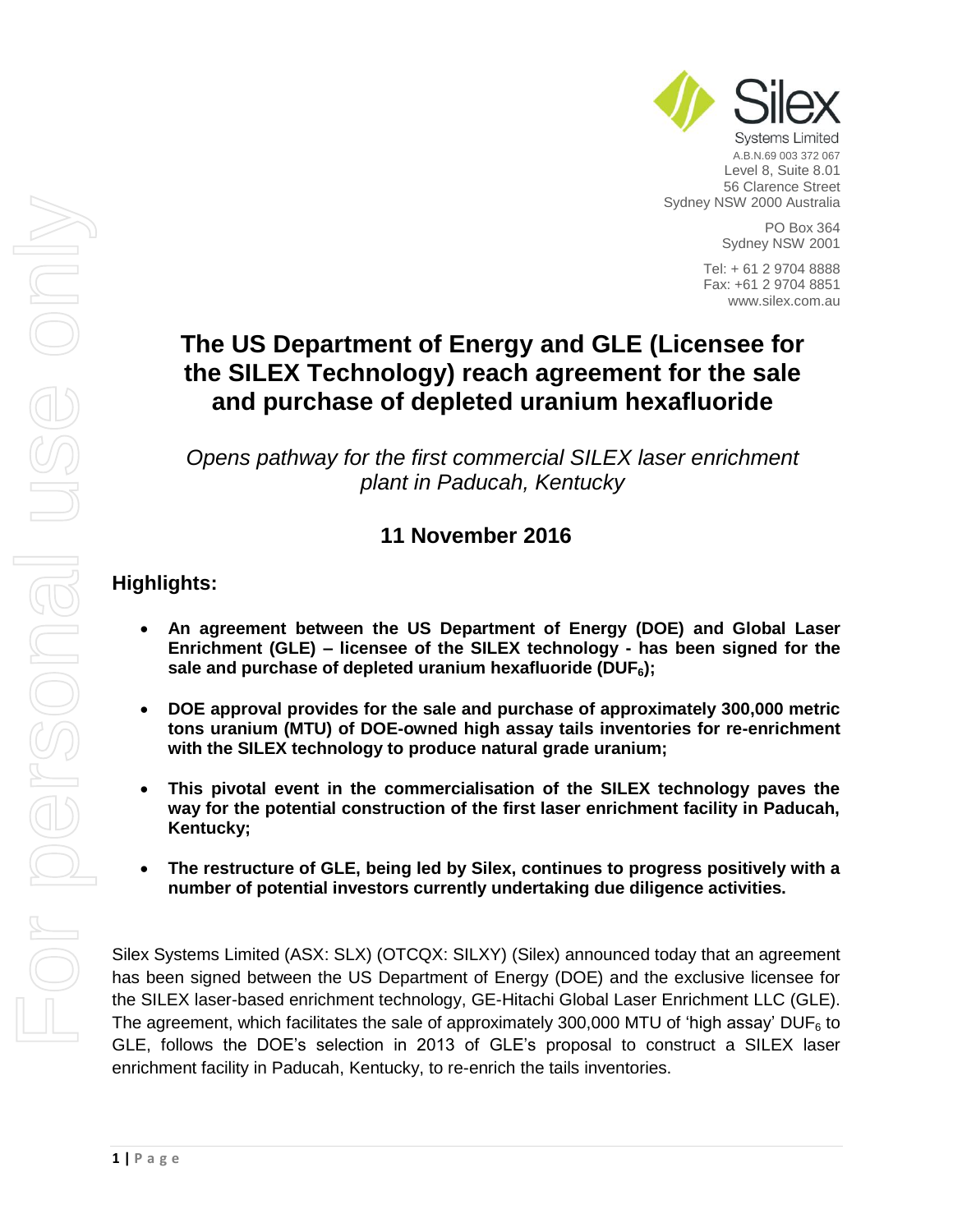Silex Systems Limited
A.B.N.69 003 372 067
Level 8, Suite 8.01
56 Clarence Street
Sydney NSW 2000 Australia

PO Box 364
Sydney NSW 2001

Tel: + 61 2 9704 8888
Fax: +61 2 9704 8851
www.silex.com.au

# The US Department of Energy and GLE (Licensee for the SILEX Technology) reach agreement for the sale and purchase of depleted uranium hexafluoride

*Opens pathway for the first commercial SILEX laser enrichment plant in Paducah, Kentucky*

## 11 November 2016

## Highlights:

- **An agreement between the US Department of Energy (DOE) and Global Laser Enrichment (GLE) – licensee of the SILEX technology - has been signed for the sale and purchase of depleted uranium hexafluoride ($DUF_6$);**
- **DOE approval provides for the sale and purchase of approximately 300,000 metric tons uranium (MTU) of DOE-owned high assay tails inventories for re-enrichment with the SILEX technology to produce natural grade uranium;**
- **This pivotal event in the commercialisation of the SILEX technology paves the way for the potential construction of the first laser enrichment facility in Paducah, Kentucky;**
- **The restructure of GLE, being led by Silex, continues to progress positively with a number of potential investors currently undertaking due diligence activities.**

Silex Systems Limited (ASX: SLX) (OTCQX: SILXY) (Silex) announced today that an agreement has been signed between the US Department of Energy (DOE) and the exclusive licensee for the SILEX laser-based enrichment technology, GE-Hitachi Global Laser Enrichment LLC (GLE). The agreement, which facilitates the sale of approximately 300,000 MTU of 'high assay' $DUF_6$ to GLE, follows the DOE's selection in 2013 of GLE's proposal to construct a SILEX laser enrichment facility in Paducah, Kentucky, to re-enrich the tails inventories.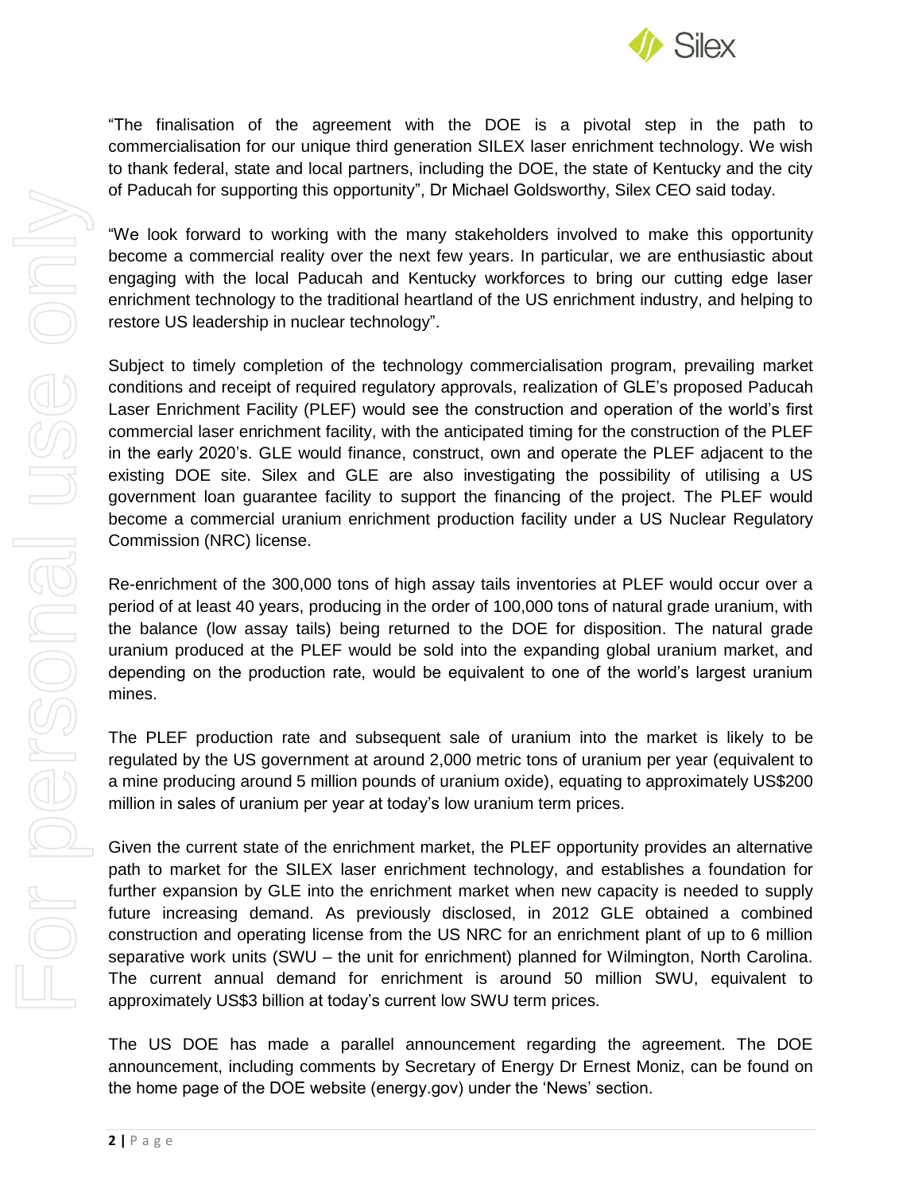"The finalisation of the agreement with the DOE is a pivotal step in the path to commercialisation for our unique third generation SILEX laser enrichment technology. We wish to thank federal, state and local partners, including the DOE, the state of Kentucky and the city of Paducah for supporting this opportunity", Dr Michael Goldsworthy, Silex CEO said today.

"We look forward to working with the many stakeholders involved to make this opportunity become a commercial reality over the next few years. In particular, we are enthusiastic about engaging with the local Paducah and Kentucky workforces to bring our cutting edge laser enrichment technology to the traditional heartland of the US enrichment industry, and helping to restore US leadership in nuclear technology".

Subject to timely completion of the technology commercialisation program, prevailing market conditions and receipt of required regulatory approvals, realization of GLE's proposed Paducah Laser Enrichment Facility (PLEF) would see the construction and operation of the world's first commercial laser enrichment facility, with the anticipated timing for the construction of the PLEF in the early 2020's. GLE would finance, construct, own and operate the PLEF adjacent to the existing DOE site. Silex and GLE are also investigating the possibility of utilising a US government loan guarantee facility to support the financing of the project. The PLEF would become a commercial uranium enrichment production facility under a US Nuclear Regulatory Commission (NRC) license.

Re-enrichment of the 300,000 tons of high assay tails inventories at PLEF would occur over a period of at least 40 years, producing in the order of 100,000 tons of natural grade uranium, with the balance (low assay tails) being returned to the DOE for disposition. The natural grade uranium produced at the PLEF would be sold into the expanding global uranium market, and depending on the production rate, would be equivalent to one of the world's largest uranium mines.

The PLEF production rate and subsequent sale of uranium into the market is likely to be regulated by the US government at around 2,000 metric tons of uranium per year (equivalent to a mine producing around 5 million pounds of uranium oxide), equating to approximately US$200 million in sales of uranium per year at today's low uranium term prices.

Given the current state of the enrichment market, the PLEF opportunity provides an alternative path to market for the SILEX laser enrichment technology, and establishes a foundation for further expansion by GLE into the enrichment market when new capacity is needed to supply future increasing demand. As previously disclosed, in 2012 GLE obtained a combined construction and operating license from the US NRC for an enrichment plant of up to 6 million separative work units (SWU – the unit for enrichment) planned for Wilmington, North Carolina. The current annual demand for enrichment is around 50 million SWU, equivalent to approximately US$3 billion at today's current low SWU term prices.

The US DOE has made a parallel announcement regarding the agreement. The DOE announcement, including comments by Secretary of Energy Dr Ernest Moniz, can be found on the home page of the DOE website (energy.gov) under the 'News' section.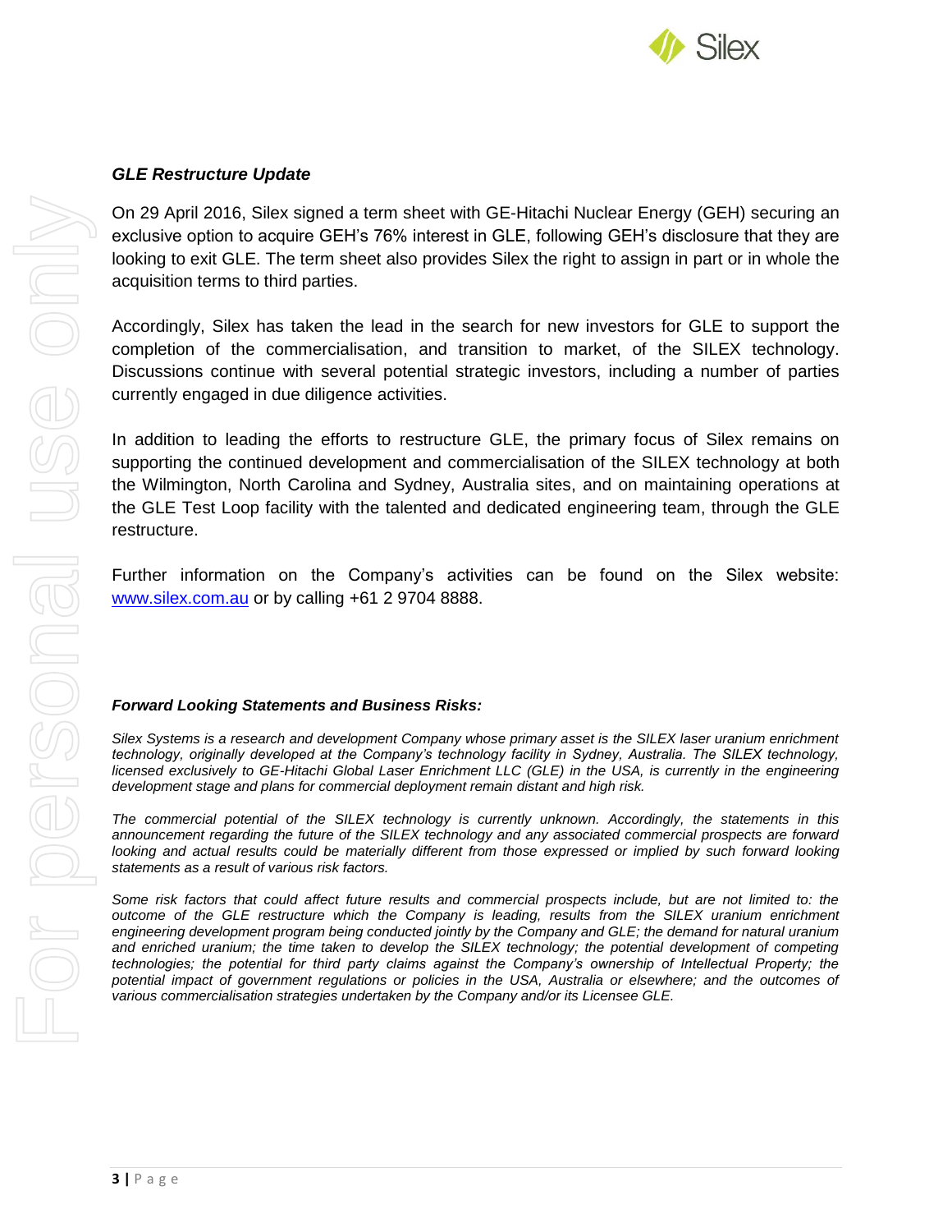***GLE Restructure Update***

On 29 April 2016, Silex signed a term sheet with GE-Hitachi Nuclear Energy (GEH) securing an exclusive option to acquire GEH's 76% interest in GLE, following GEH's disclosure that they are looking to exit GLE. The term sheet also provides Silex the right to assign in part or in whole the acquisition terms to third parties.

Accordingly, Silex has taken the lead in the search for new investors for GLE to support the completion of the commercialisation, and transition to market, of the SILEX technology. Discussions continue with several potential strategic investors, including a number of parties currently engaged in due diligence activities.

In addition to leading the efforts to restructure GLE, the primary focus of Silex remains on supporting the continued development and commercialisation of the SILEX technology at both the Wilmington, North Carolina and Sydney, Australia sites, and on maintaining operations at the GLE Test Loop facility with the talented and dedicated engineering team, through the GLE restructure.

Further information on the Company's activities can be found on the Silex website: [www.silex.com.au](http://www.silex.com.au) or by calling +61 2 9704 8888.

***Forward Looking Statements and Business Risks:***

*Silex Systems is a research and development Company whose primary asset is the SILEX laser uranium enrichment technology, originally developed at the Company's technology facility in Sydney, Australia. The SILEX technology, licensed exclusively to GE-Hitachi Global Laser Enrichment LLC (GLE) in the USA, is currently in the engineering development stage and plans for commercial deployment remain distant and high risk.*

*The commercial potential of the SILEX technology is currently unknown. Accordingly, the statements in this announcement regarding the future of the SILEX technology and any associated commercial prospects are forward looking and actual results could be materially different from those expressed or implied by such forward looking statements as a result of various risk factors.*

*Some risk factors that could affect future results and commercial prospects include, but are not limited to: the outcome of the GLE restructure which the Company is leading, results from the SILEX uranium enrichment engineering development program being conducted jointly by the Company and GLE; the demand for natural uranium and enriched uranium; the time taken to develop the SILEX technology; the potential development of competing technologies; the potential for third party claims against the Company's ownership of Intellectual Property; the potential impact of government regulations or policies in the USA, Australia or elsewhere; and the outcomes of various commercialisation strategies undertaken by the Company and/or its Licensee GLE.*